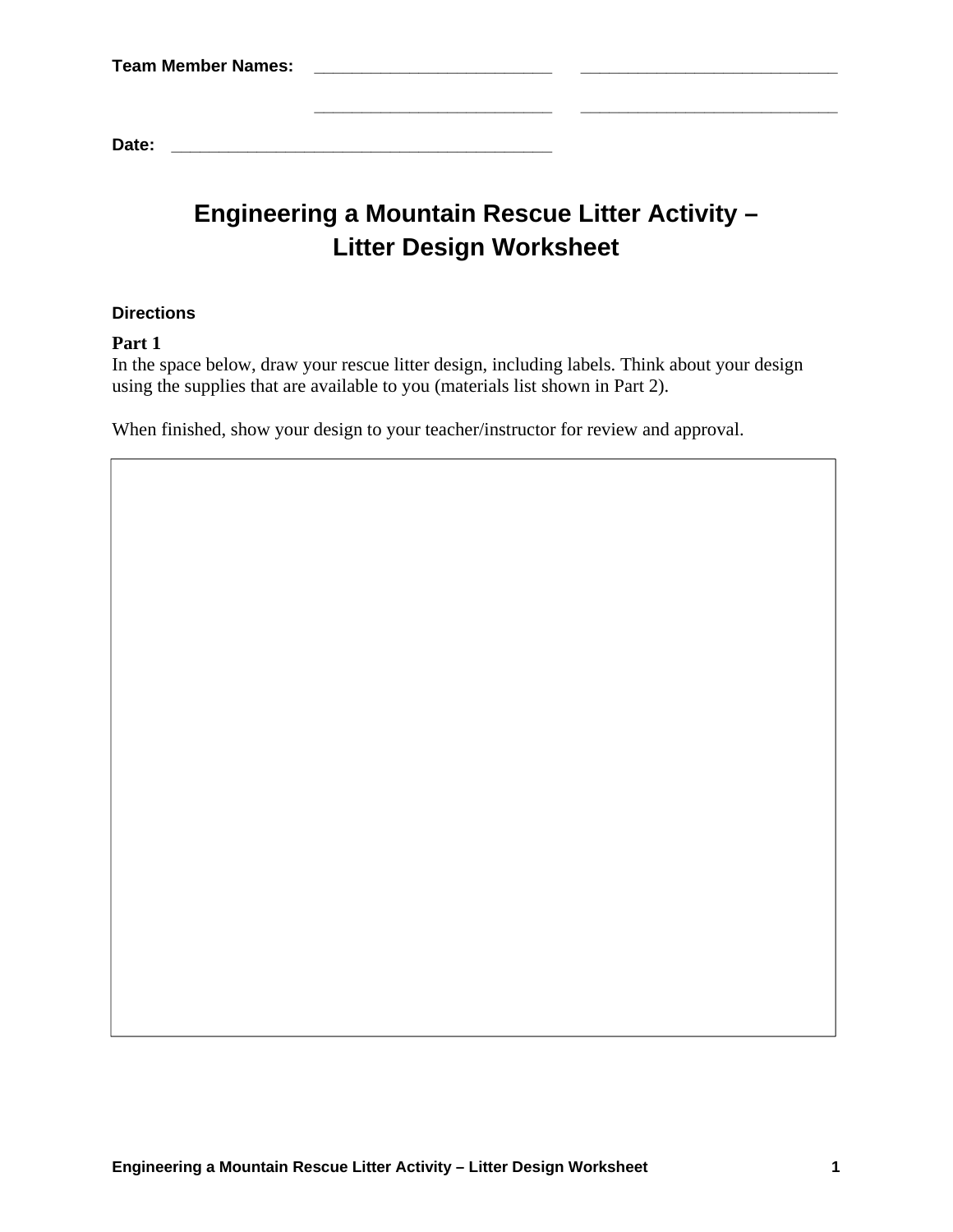**Team Member Names:** ___________________________ ___________________________

___________________________ ___________________________

**Date:** ___________________________________________

# Engineering a Mountain Rescue Litter Activity – Litter Design Worksheet

**Directions**

**Part 1**

In the space below, draw your rescue litter design, including labels. Think about your design using the supplies that are available to you (materials list shown in Part 2).

When finished, show your design to your teacher/instructor for review and approval.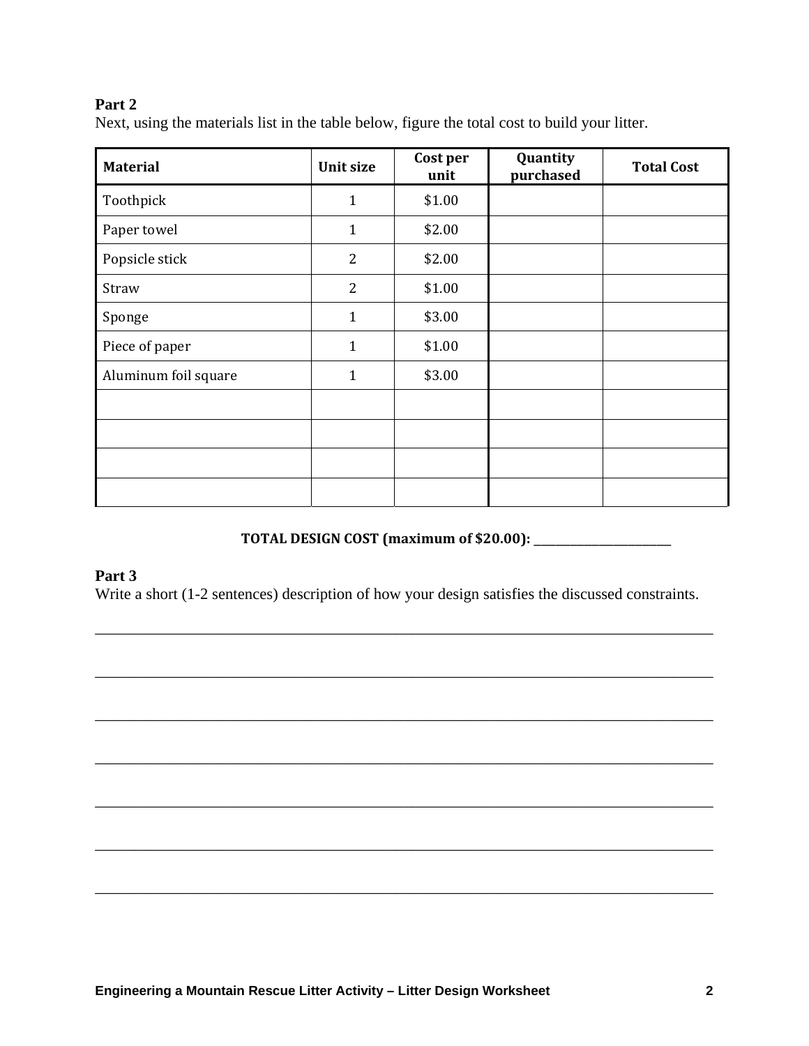## Part 2

Next, using the materials list in the table below, figure the total cost to build your litter.

| Material | Unit size | Cost per unit | Quantity purchased | Total Cost |
|---|---|---|---|---|
| Toothpick | 1 | $1.00 | | |
| Paper towel | 1 | $2.00 | | |
| Popsicle stick | 2 | $2.00 | | |
| Straw | 2 | $1.00 | | |
| Sponge | 1 | $3.00 | | |
| Piece of paper | 1 | $1.00 | | |
| Aluminum foil square | 1 | $3.00 | | |
| | | | | |
| | | | | |
| | | | | |
| | | | | |

**TOTAL DESIGN COST (maximum of $20.00): ______________________**

## Part 3

Write a short (1-2 sentences) description of how your design satisfies the discussed constraints.

______________________________________________________________________________

______________________________________________________________________________

______________________________________________________________________________

______________________________________________________________________________

______________________________________________________________________________

______________________________________________________________________________

______________________________________________________________________________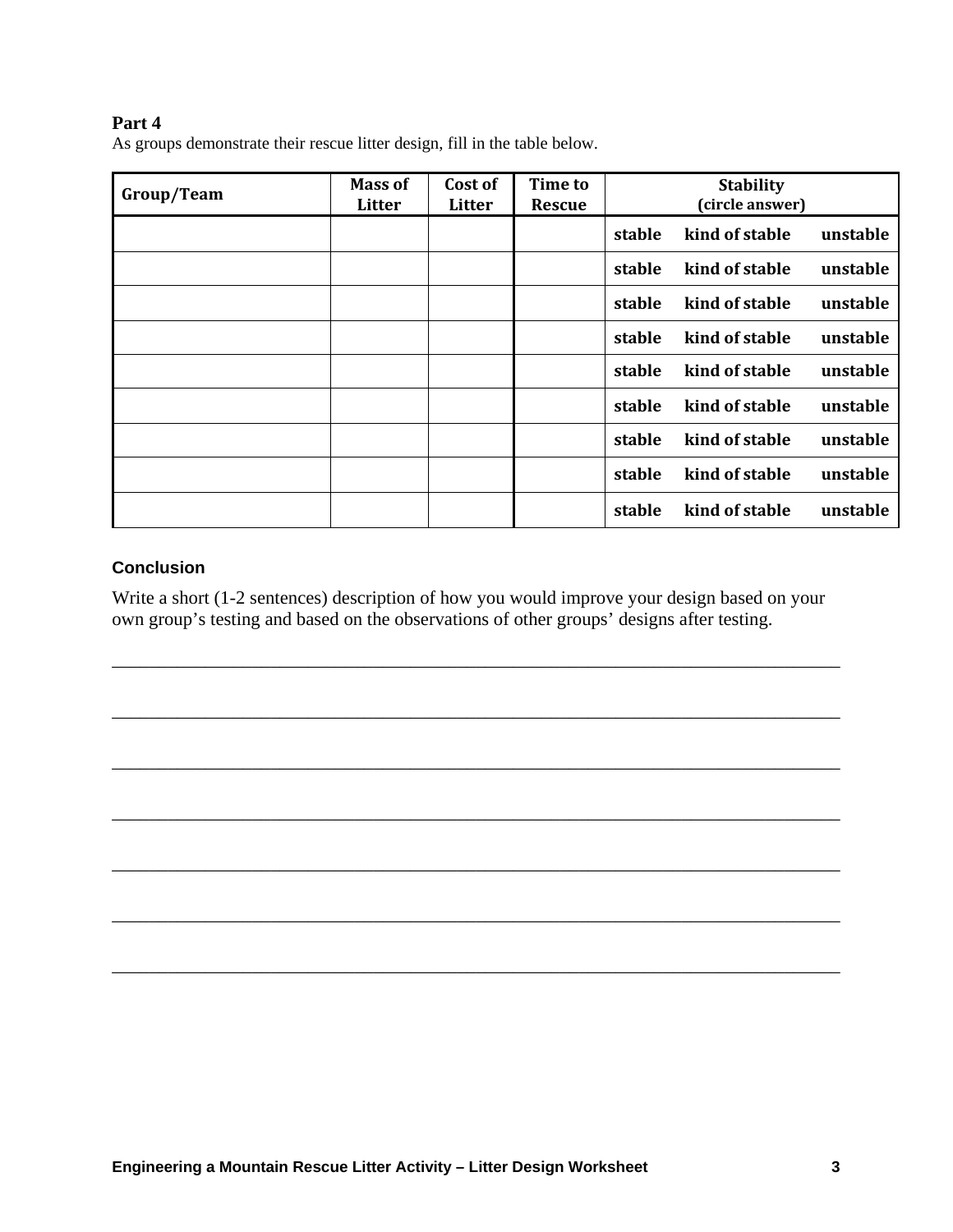**Part 4**

As groups demonstrate their rescue litter design, fill in the table below.

| Group/Team | Mass of Litter | Cost of Litter | Time to Rescue | Stability (circle answer) |
|---|---|---|---|---|
| | | | | stable kind of stable unstable |
| | | | | stable kind of stable unstable |
| | | | | stable kind of stable unstable |
| | | | | stable kind of stable unstable |
| | | | | stable kind of stable unstable |
| | | | | stable kind of stable unstable |
| | | | | stable kind of stable unstable |
| | | | | stable kind of stable unstable |
| | | | | stable kind of stable unstable |

### Conclusion

Write a short (1-2 sentences) description of how you would improve your design based on your own group's testing and based on the observations of other groups' designs after testing.

________________________________________________________________________

________________________________________________________________________

________________________________________________________________________

________________________________________________________________________

________________________________________________________________________

________________________________________________________________________

________________________________________________________________________